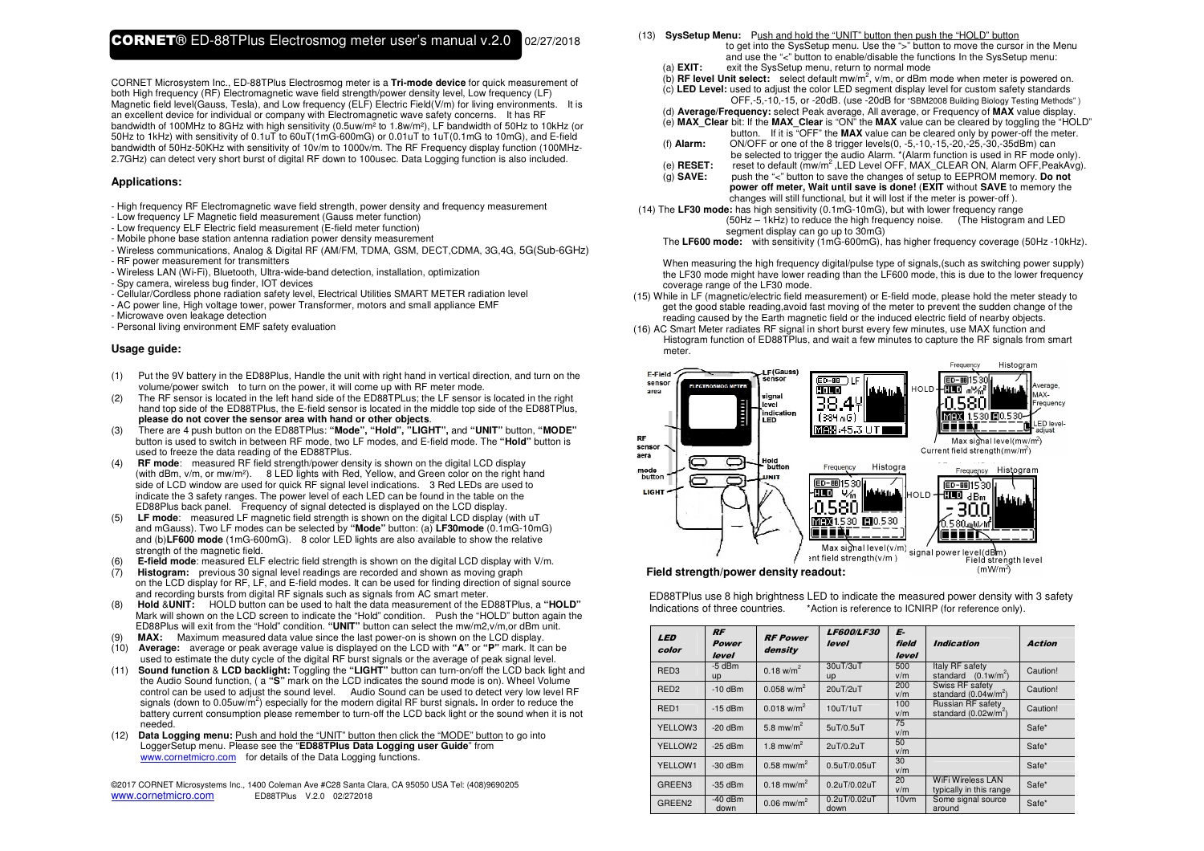# CORNET® ED-88TPlus Electrosmog meter user's manual v.2.0 02/27/2018

CORNET Microsystem Inc., ED-88TPlus Electrosmog meter is a **Tri-mode device** for quick measurement of both High frequency (RF) Electromagnetic wave field strength/power density level, Low frequency (LF) Magnetic field level(Gauss, Tesla), and Low frequency (ELF) Electric Field(V/m) for living environments. It is an excellent device for individual or company with Electromagnetic wave safety concerns. It has RF bandwidth of 100MHz to 8GHz with high sensitivity (0.5uw/m² to 1.8w/m²), LF bandwidth of 50Hz to 10kHz (or 50Hz to 1kHz) with sensitivity of 0.1uT to 60uT(1mG-600mG) or 0.01uT to 1uT(0.1mG to 10mG), and E-field bandwidth of 50Hz-50KHz with sensitivity of 10v/m to 1000v/m. The RF Frequency display function (100MHz-2.7GHz) can detect very short burst of digital RF down to 100usec. Data Logging function is also included.

## Applications:

- High frequency RF Electromagnetic wave field strength, power density and frequency measurement
- Low frequency LF Magnetic field measurement (Gauss meter function)
- Low frequency ELF Electric field measurement (E-field meter function)
- Mobile phone base station antenna radiation power density measurement
- Wireless communications, Analog & Digital RF (AM/FM, TDMA, GSM, DECT,CDMA, 3G,4G, 5G(Sub-6GHz)
- RF power measurement for transmitters
- Wireless LAN (Wi-Fi), Bluetooth, Ultra-wide-band detection, installation, optimization
- Spy camera, wireless bug finder, IOT devices
- Cellular/Cordless phone radiation safety level, Electrical Utilities SMART METER radiation level
- AC power line, High voltage tower, power Transformer, motors and small appliance EMF
- Microwave oven leakage detection
- Personal living environment EMF safety evaluation

## Usage guide:

(1) Put the 9V battery in the ED88Plus, Handle the unit with right hand in vertical direction, and turn on the volume/power switch to turn on the power, it will come up with RF meter mode.

(2) The RF sensor is located in the left hand side of the ED88TPlus; the LF sensor is located in the right hand top side of the ED88TPlus, the E-field sensor is located in the middle top side of the ED88TPlus, **please do not cover the sensor area with hand or other objects**.

(3) There are 4 push button on the ED88TPlus: **"Mode", "Hold", "LIGHT",** and **"UNIT"** button, **"MODE"** button is used to switch in between RF mode, two LF modes, and E-field mode. The **"Hold"** button is used to freeze the data reading of the ED88TPlus.

(4) **RF mode**: measured RF field strength/power density is shown on the digital LCD display (with dBm, v/m, or mw/m²). 8 LED lights with Red, Yellow, and Green color on the right hand side of LCD window are used for quick RF signal level indications. 3 Red LEDs are used to indicate the 3 safety ranges. The power level of each LED can be found in the table on the ED88Plus back panel. Frequency of signal detected is displayed on the LCD display.

(5) **LF mode**: measured LF magnetic field strength is shown on the digital LCD display (with uT and mGauss). Two LF modes can be selected by **"Mode"** button: (a) **LF30mode** (0.1mG-10mG) and (b)**LF600 mode** (1mG-600mG). 8 color LED lights are also available to show the relative strength of the magnetic field.

(6) **E-field mode**: measured ELF electric field strength is shown on the digital LCD display with V/m.

(7) **Histogram:** previous 30 signal level readings are recorded and shown as moving graph on the LCD display for RF, LF, and E-field modes. It can be used for finding direction of signal source and recording bursts from digital RF signals such as signals from AC smart meter.

(8) **Hold** &**UNIT:** HOLD button can be used to halt the data measurement of the ED88TPlus, a **"HOLD"** Mark will shown on the LCD screen to indicate the "Hold" condition. Push the "HOLD" button again the ED88Plus will exit from the "Hold" condition. **"UNIT"** button can select the mw/m2,v/m,or dBm unit.

(9) **MAX:** Maximum measured data value since the last power-on is shown on the LCD display.

(10) **Average:** average or peak average value is displayed on the LCD with **"A"** or **"P"** mark. It can be used to estimate the duty cycle of the digital RF burst signals or the average of peak signal level.

(11) **Sound function** & **LCD backlight:** Toggling the **"LIGHT"** button can turn-on/off the LCD back light and the Audio Sound function, ( a **"S"** mark on the LCD indicates the sound mode is on). Wheel Volume control can be used to adjust the sound level. Audio Sound can be used to detect very low level RF signals (down to 0.05uw/m²) especially for the modern digital RF burst signals**.** In order to reduce the battery current consumption please remember to turn-off the LCD back light or the sound when it is not needed.

(12) **Data Logging menu:** Push and hold the "UNIT" button then click the "MODE" button to go into LoggerSetup menu. Please see the "**ED88TPlus Data Logging user Guide**" from www.cornetmicro.com for details of the Data Logging functions.

(13) **SysSetup Menu:** Push and hold the "UNIT" button then push the "HOLD" button to get into the SysSetup menu. Use the ">" button to move the cursor in the Menu and use the "<" button to enable/disable the functions In the SysSetup menu:

(a) **EXIT:** exit the SysSetup menu, return to normal mode

(b) **RF level Unit select:** select default mw/m², v/m, or dBm mode when meter is powered on.

(c) **LED Level:** used to adjust the color LED segment display level for custom safety standards OFF,-5,-10,-15, or -20dB. (use -20dB for "SBM2008 Building Biology Testing Methods")

(d) **Average/Frequency:** select Peak average, All average, or Frequency of **MAX** value display.

(e) **MAX_Clear** bit: If the **MAX_Clear** is "ON" the **MAX** value can be cleared by toggling the "HOLD" button. If it is "OFF" the **MAX** value can be cleared only by power-off the meter.

(f) **Alarm:** ON/OFF or one of the 8 trigger levels(0, -5,-10,-15,-20,-25,-30,-35dBm) can be selected to trigger the audio Alarm. *(Alarm function is used in RF mode only).

(e) **RESET:** reset to default (mw/m² ,LED Level OFF, MAX_CLEAR ON, Alarm OFF,PeakAvg).

(g) **SAVE:** push the "<" button to save the changes of setup to EEPROM memory. **Do not power off meter, Wait until save is done!** (**EXIT** without **SAVE** to memory the changes will still functional, but it will lost if the meter is power-off ).

(14) The **LF30 mode:** has high sensitivity (0.1mG-10mG), but with lower frequency range (50Hz – 1kHz) to reduce the high frequency noise. (The Histogram and LED segment display can go up to 30mG)

The **LF600 mode:** with sensitivity (1mG-600mG), has higher frequency coverage (50Hz -10kHz).

When measuring the high frequency digital/pulse type of signals,(such as switching power supply) the LF30 mode might have lower reading than the LF600 mode, this is due to the lower frequency coverage range of the LF30 mode.

(15) While in LF (magnetic/electric field measurement) or E-field mode, please hold the meter steady to get the good stable reading,avoid fast moving of the meter to prevent the sudden change of the reading caused by the Earth magnetic field or the induced electric field of nearby objects.

(16) AC Smart Meter radiates RF signal in short burst every few minutes, use MAX function and Histogram function of ED88TPlus, and wait a few minutes to capture the RF signals from smart meter.

**Field strength/power density readout:**

ED88TPlus use 8 high brightness LED to indicate the measured power density with 3 safety Indications of three countries. *Action is reference to ICNIRP (for reference only).

| LED color | RF Power level | RF Power density | LF600/LF30 level | E-field level | Indication | Action |
|---|---|---|---|---|---|---|
| RED3 | -5 dBm up | 0.18 w/m² | 30uT/3uT up | 500 v/m | Italy RF safety standard (0.1w/m²) | Caution! |
| RED2 | -10 dBm | 0.058 w/m² | 20uT/2uT | 200 v/m | Swiss RF safety standard (0.04w/m²) | Caution! |
| RED1 | -15 dBm | 0.018 w/m² | 10uT/1uT | 100 v/m | Russian RF safety standard (0.02w/m²) | Caution! |
| YELLOW3 | -20 dBm | 5.8 mw/m² | 5uT/0.5uT | 75 v/m | | Safe* |
| YELLOW2 | -25 dBm | 1.8 mw/m² | 2uT/0.2uT | 50 v/m | | Safe* |
| YELLOW1 | -30 dBm | 0.58 mw/m² | 0.5uT/0.05uT | 30 v/m | | Safe* |
| GREEN3 | -35 dBm | 0.18 mw/m² | 0.2uT/0.02uT | 20 v/m | WiFi Wireless LAN typically in this range | Safe* |
| GREEN2 | -40 dBm down | 0.06 mw/m² | 0.2uT/0.02uT down | 10vm | Some signal source around | Safe* |

©2017 CORNET Microsystems Inc., 1400 Coleman Ave #C28 Santa Clara, CA 95050 USA Tel: (408)9690205
www.cornetmicro.com ED88TPlus V.2.0 02/272018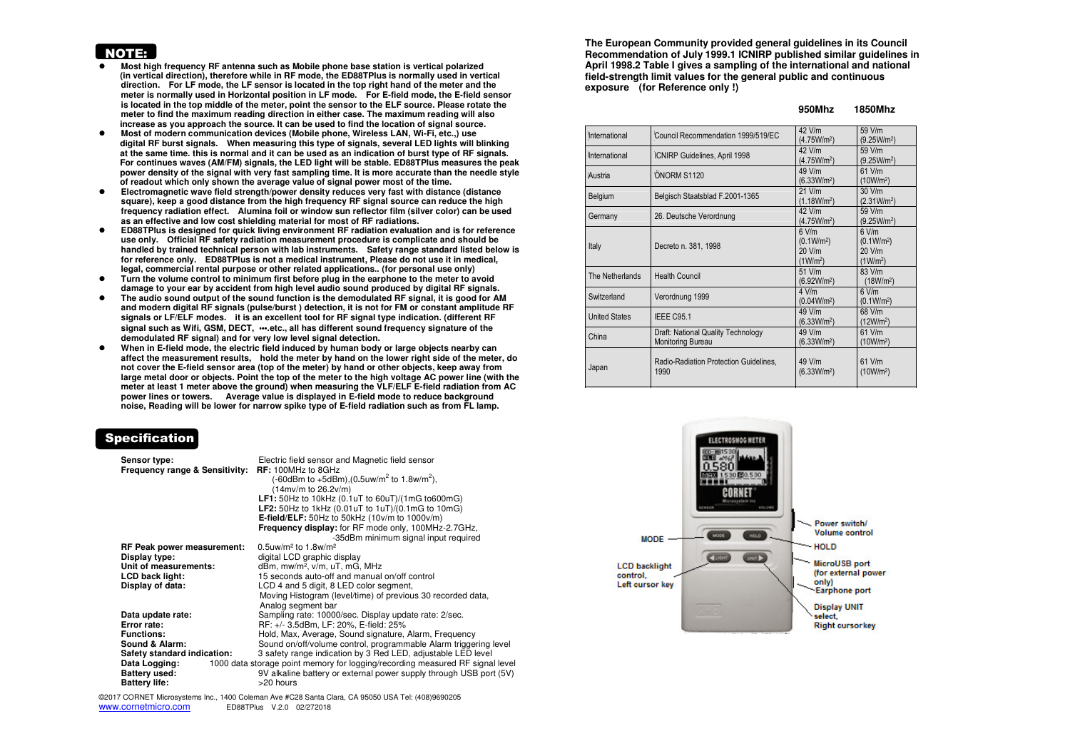## NOTE:

- Most high frequency RF antenna such as Mobile phone base station is vertical polarized (in vertical direction), therefore while in RF mode, the ED88TPlus is normally used in vertical direction. For LF mode, the LF sensor is located in the top right hand of the meter and the meter is normally used in Horizontal position in LF mode. For E-field mode, the E-field sensor is located in the top middle of the meter, point the sensor to the ELF source. Please rotate the meter to find the maximum reading direction in either case. The maximum reading will also increase as you approach the source. It can be used to find the location of signal source.
- Most of modern communication devices (Mobile phone, Wireless LAN, Wi-Fi, etc.,) use digital RF burst signals. When measuring this type of signals, several LED lights will blinking at the same time. this is normal and it can be used as an indication of burst type of RF signals. For continues waves (AM/FM) signals, the LED light will be stable. ED88TPlus measures the peak power density of the signal with very fast sampling time. It is more accurate than the needle style of readout which only shown the average value of signal power most of the time.
- Electromagnetic wave field strength/power density reduces very fast with distance (distance square), keep a good distance from the high frequency RF signal source can reduce the high frequency radiation effect. Alumina foil or window sun reflector film (silver color) can be used as an effective and low cost shielding material for most of RF radiations.
- ED88TPlus is designed for quick living environment RF radiation evaluation and is for reference use only. Official RF safety radiation measurement procedure is complicate and should be handled by trained technical person with lab instruments. Safety range standard listed below is for reference only. ED88TPlus is not a medical instrument, Please do not use it in medical, legal, commercial rental purpose or other related applications.. (for personal use only)
- Turn the volume control to minimum first before plug in the earphone to the meter to avoid damage to your ear by accident from high level audio sound produced by digital RF signals.
- The audio sound output of the sound function is the demodulated RF signal, it is good for AM and modern digital RF signals (pulse/burst ) detection, it is not for FM or constant amplitude RF signals or LF/ELF modes. it is an excellent tool for RF signal type indication. (different RF signal such as Wifi, GSM, DECT, •••.etc., all has different sound frequency signature of the demodulated RF signal) and for very low level signal detection.
- When in E-field mode, the electric field induced by human body or large objects nearby can affect the measurement results, hold the meter by hand on the lower right side of the meter, do not cover the E-field sensor area (top of the meter) by hand or other objects, keep away from large metal door or objects. Point the top of the meter to the high voltage AC power line (with the meter at least 1 meter above the ground) when measuring the VLF/ELF E-field radiation from AC power lines or towers. Average value is displayed in E-field mode to reduce background noise, Reading will be lower for narrow spike type of E-field radiation such as from FL lamp.

## Specification

| | |
|---|---|
| **Sensor type:** | Electric field sensor and Magnetic field sensor |
| **Frequency range & Sensitivity:** | **RF:** 100MHz to 8GHz (-60dBm to +5dBm),(0.5uw/m$^2$ to 1.8w/m$^2$), (14mv/m to 26.2v/m) **LF1:** 50Hz to 10kHz (0.1uT to 60uT)/(1mG to600mG) **LF2:** 50Hz to 1kHz (0.01uT to 1uT)/(0.1mG to 10mG) **E-field/ELF:** 50Hz to 50kHz (10v/m to 1000v/m) **Frequency display:** for RF mode only, 100MHz-2.7GHz, -35dBm minimum signal input required |
| **RF Peak power measurement:** | 0.5uw/m$^2$ to 1.8w/m$^2$ |
| **Display type:** | digital LCD graphic display |
| **Unit of measurements:** | dBm, mw/m$^2$, v/m, uT, mG, MHz |
| **LCD back light:** | 15 seconds auto-off and manual on/off control |
| **Display of data:** | LCD 4 and 5 digit, 8 LED color segment, Moving Histogram (level/time) of previous 30 recorded data, Analog segment bar |
| **Data update rate:** | Sampling rate: 10000/sec. Display update rate: 2/sec. |
| **Error rate:** | RF: +/- 3.5dBm, LF: 20%, E-field: 25% |
| **Functions:** | Hold, Max, Average, Sound signature, Alarm, Frequency |
| **Sound & Alarm:** | Sound on/off/volume control, programmable Alarm triggering level |
| **Safety standard indication:** | 3 safety range indication by 3 Red LED, adjustable LED level |
| **Data Logging:** | 1000 data storage point memory for logging/recording measured RF signal level |
| **Battery used:** | 9V alkaline battery or external power supply through USB port (5V) |
| **Battery life:** | >20 hours |

©2017 CORNET Microsystems Inc., 1400 Coleman Ave #C28 Santa Clara, CA 95050 USA Tel: (408)9690205
www.cornetmicro.com ED88TPlus V.2.0 02/272018

**The European Community provided general guidelines in its Council Recommendation of July 1999.1 ICNIRP published similar guidelines in April 1998.2 Table I gives a sampling of the international and national field-strength limit values for the general public and continuous exposure (for Reference only !)**

| | | 950Mhz | 1850Mhz |
|---|---|---|---|
| International | Council Recommendation 1999/519/EC | 42 V/m (4.75W/m$^2$) | 59 V/m (9.25W/m$^2$) |
| International | ICNIRP Guidelines, April 1998 | 42 V/m (4.75W/m$^2$) | 59 V/m (9.25W/m$^2$) |
| Austria | ÖNORM S1120 | 49 V/m (6.33W/m$^2$) | 61 V/m (10W/m$^2$) |
| Belgium | Belgisch Staatsblad F.2001-1365 | 21 V/m (1.18W/m$^2$) | 30 V/m (2.31W/m$^2$) |
| Germany | 26. Deutsche Verordnung | 42 V/m (4.75W/m$^2$) | 59 V/m (9.25W/m$^2$) |
| Italy | Decreto n. 381, 1998 | 6 V/m (0.1W/m$^2$) 20 V/m (1W/m$^2$) | 6 V/m (0.1W/m$^2$) 20 V/m (1W/m$^2$) |
| The Netherlands | Health Council | 51 V/m (6.92W/m$^2$) | 83 V/m (18W/m$^2$) |
| Switzerland | Verordnung 1999 | 4 V/m (0.04W/m$^2$) | 6 V/m (0.1W/m$^2$) |
| United States | IEEE C95.1 | 49 V/m (6.33W/m$^2$) | 68 V/m (12W/m$^2$) |
| China | Draft: National Quality Technology Monitoring Bureau | 49 V/m (6.33W/m$^2$) | 61 V/m (10W/m$^2$) |
| Japan | Radio-Radiation Protection Guidelines, 1990 | 49 V/m (6.33W/m$^2$) | 61 V/m (10W/m$^2$) |

MODE
LCD backlight control, Left cursor key
Power switch/ Volume control
HOLD
MicroUSB port (for external power only)
Earphone port
Display UNIT select, Right cursorkey